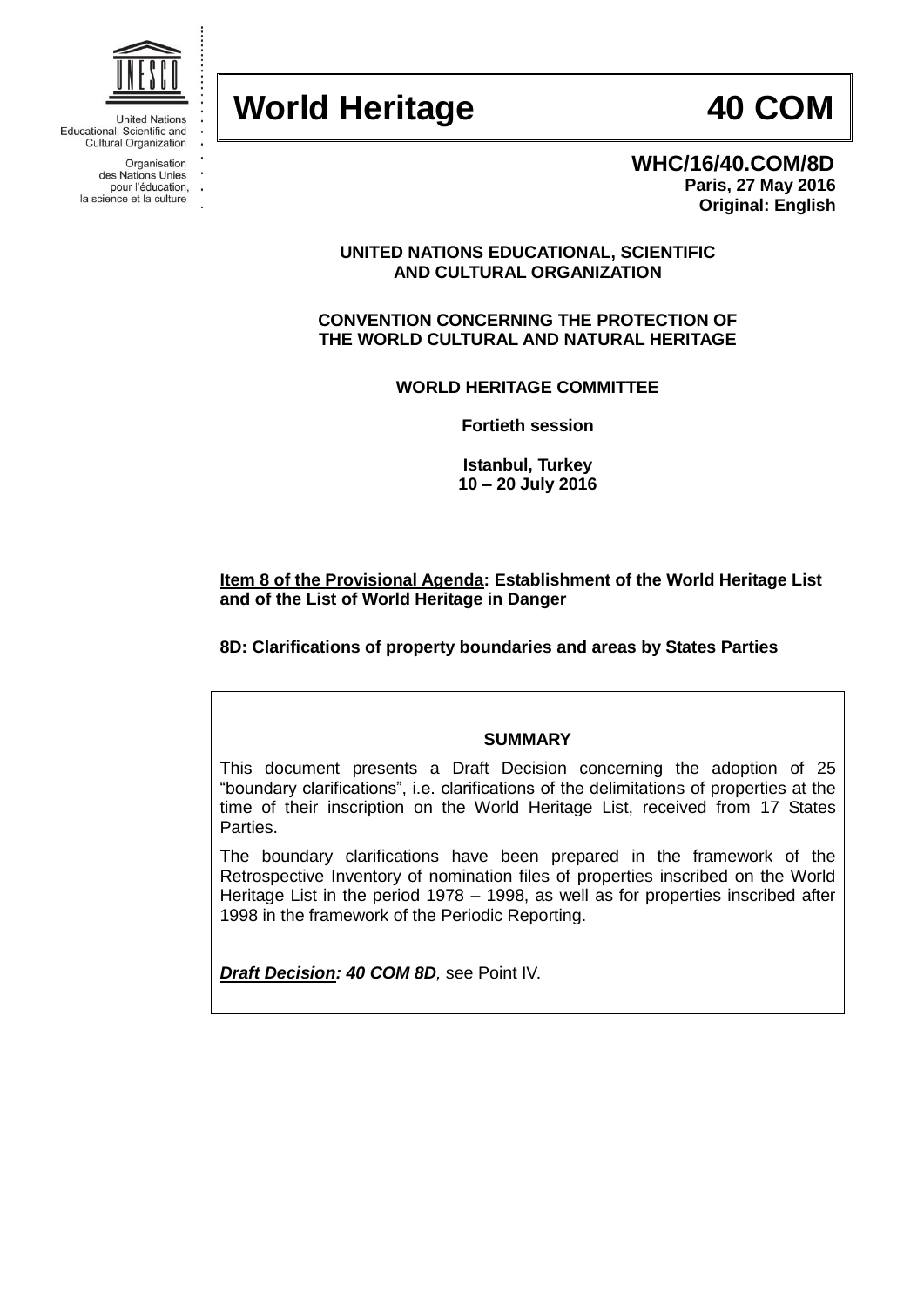United Nations Educational, Scientific and Cultural Organization

Organisation des Nations Unies pour l'éducation, la science et la culture

# World Heritage 40 COM

**WHC/16/40.COM/8D**
**Paris, 27 May 2016**
**Original: English**

**UNITED NATIONS EDUCATIONAL, SCIENTIFIC AND CULTURAL ORGANIZATION**

**CONVENTION CONCERNING THE PROTECTION OF THE WORLD CULTURAL AND NATURAL HERITAGE**

**WORLD HERITAGE COMMITTEE**

**Fortieth session**

**Istanbul, Turkey**
**10 – 20 July 2016**

**Item 8 of the Provisional Agenda: Establishment of the World Heritage List and of the List of World Heritage in Danger**

**8D: Clarifications of property boundaries and areas by States Parties**

**SUMMARY**

This document presents a Draft Decision concerning the adoption of 25 "boundary clarifications", i.e. clarifications of the delimitations of properties at the time of their inscription on the World Heritage List, received from 17 States Parties.

The boundary clarifications have been prepared in the framework of the Retrospective Inventory of nomination files of properties inscribed on the World Heritage List in the period 1978 – 1998, as well as for properties inscribed after 1998 in the framework of the Periodic Reporting.

***Draft Decision: 40 COM 8D***, see Point IV.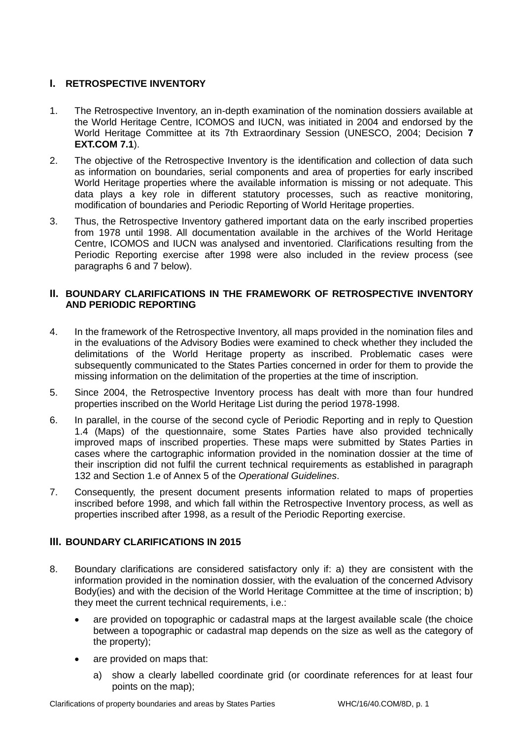## I. RETROSPECTIVE INVENTORY

1. The Retrospective Inventory, an in-depth examination of the nomination dossiers available at the World Heritage Centre, ICOMOS and IUCN, was initiated in 2004 and endorsed by the World Heritage Committee at its 7th Extraordinary Session (UNESCO, 2004; Decision **7 EXT.COM 7.1**).

2. The objective of the Retrospective Inventory is the identification and collection of data such as information on boundaries, serial components and area of properties for early inscribed World Heritage properties where the available information is missing or not adequate. This data plays a key role in different statutory processes, such as reactive monitoring, modification of boundaries and Periodic Reporting of World Heritage properties.

3. Thus, the Retrospective Inventory gathered important data on the early inscribed properties from 1978 until 1998. All documentation available in the archives of the World Heritage Centre, ICOMOS and IUCN was analysed and inventoried. Clarifications resulting from the Periodic Reporting exercise after 1998 were also included in the review process (see paragraphs 6 and 7 below).

## II. BOUNDARY CLARIFICATIONS IN THE FRAMEWORK OF RETROSPECTIVE INVENTORY AND PERIODIC REPORTING

4. In the framework of the Retrospective Inventory, all maps provided in the nomination files and in the evaluations of the Advisory Bodies were examined to check whether they included the delimitations of the World Heritage property as inscribed. Problematic cases were subsequently communicated to the States Parties concerned in order for them to provide the missing information on the delimitation of the properties at the time of inscription.

5. Since 2004, the Retrospective Inventory process has dealt with more than four hundred properties inscribed on the World Heritage List during the period 1978-1998.

6. In parallel, in the course of the second cycle of Periodic Reporting and in reply to Question 1.4 (Maps) of the questionnaire, some States Parties have also provided technically improved maps of inscribed properties. These maps were submitted by States Parties in cases where the cartographic information provided in the nomination dossier at the time of their inscription did not fulfil the current technical requirements as established in paragraph 132 and Section 1.e of Annex 5 of the *Operational Guidelines*.

7. Consequently, the present document presents information related to maps of properties inscribed before 1998, and which fall within the Retrospective Inventory process, as well as properties inscribed after 1998, as a result of the Periodic Reporting exercise.

## III. BOUNDARY CLARIFICATIONS IN 2015

8. Boundary clarifications are considered satisfactory only if: a) they are consistent with the information provided in the nomination dossier, with the evaluation of the concerned Advisory Body(ies) and with the decision of the World Heritage Committee at the time of inscription; b) they meet the current technical requirements, i.e.:

   - are provided on topographic or cadastral maps at the largest available scale (the choice between a topographic or cadastral map depends on the size as well as the category of the property);
   - are provided on maps that:
     a) show a clearly labelled coordinate grid (or coordinate references for at least four points on the map);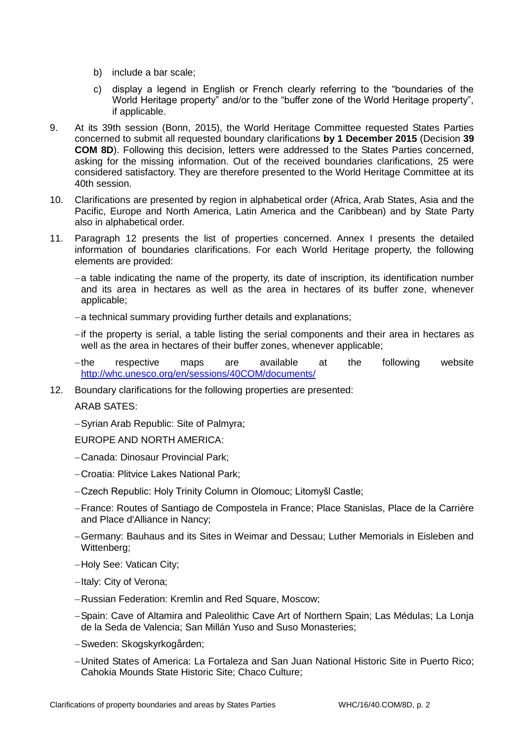b) include a bar scale;

   c) display a legend in English or French clearly referring to the "boundaries of the World Heritage property" and/or to the "buffer zone of the World Heritage property", if applicable.

9. At its 39th session (Bonn, 2015), the World Heritage Committee requested States Parties concerned to submit all requested boundary clarifications **by 1 December 2015** (Decision **39 COM 8D**). Following this decision, letters were addressed to the States Parties concerned, asking for the missing information. Out of the received boundaries clarifications, 25 were considered satisfactory. They are therefore presented to the World Heritage Committee at its 40th session.

10. Clarifications are presented by region in alphabetical order (Africa, Arab States, Asia and the Pacific, Europe and North America, Latin America and the Caribbean) and by State Party also in alphabetical order.

11. Paragraph 12 presents the list of properties concerned. Annex I presents the detailed information of boundaries clarifications. For each World Heritage property, the following elements are provided:

    - a table indicating the name of the property, its date of inscription, its identification number and its area in hectares as well as the area in hectares of its buffer zone, whenever applicable;
    - a technical summary providing further details and explanations;
    - if the property is serial, a table listing the serial components and their area in hectares as well as the area in hectares of their buffer zones, whenever applicable;
    - the respective maps are available at the following website http://whc.unesco.org/en/sessions/40COM/documents/

12. Boundary clarifications for the following properties are presented:

    ARAB SATES:

    - Syrian Arab Republic: Site of Palmyra;

    EUROPE AND NORTH AMERICA:

    - Canada: Dinosaur Provincial Park;
    - Croatia: Plitvice Lakes National Park;
    - Czech Republic: Holy Trinity Column in Olomouc; Litomyšl Castle;
    - France: Routes of Santiago de Compostela in France; Place Stanislas, Place de la Carrière and Place d'Alliance in Nancy;
    - Germany: Bauhaus and its Sites in Weimar and Dessau; Luther Memorials in Eisleben and Wittenberg;
    - Holy See: Vatican City;
    - Italy: City of Verona;
    - Russian Federation: Kremlin and Red Square, Moscow;
    - Spain: Cave of Altamira and Paleolithic Cave Art of Northern Spain; Las Médulas; La Lonja de la Seda de Valencia; San Millán Yuso and Suso Monasteries;
    - Sweden: Skogskyrkogården;
    - United States of America: La Fortaleza and San Juan National Historic Site in Puerto Rico; Cahokia Mounds State Historic Site; Chaco Culture;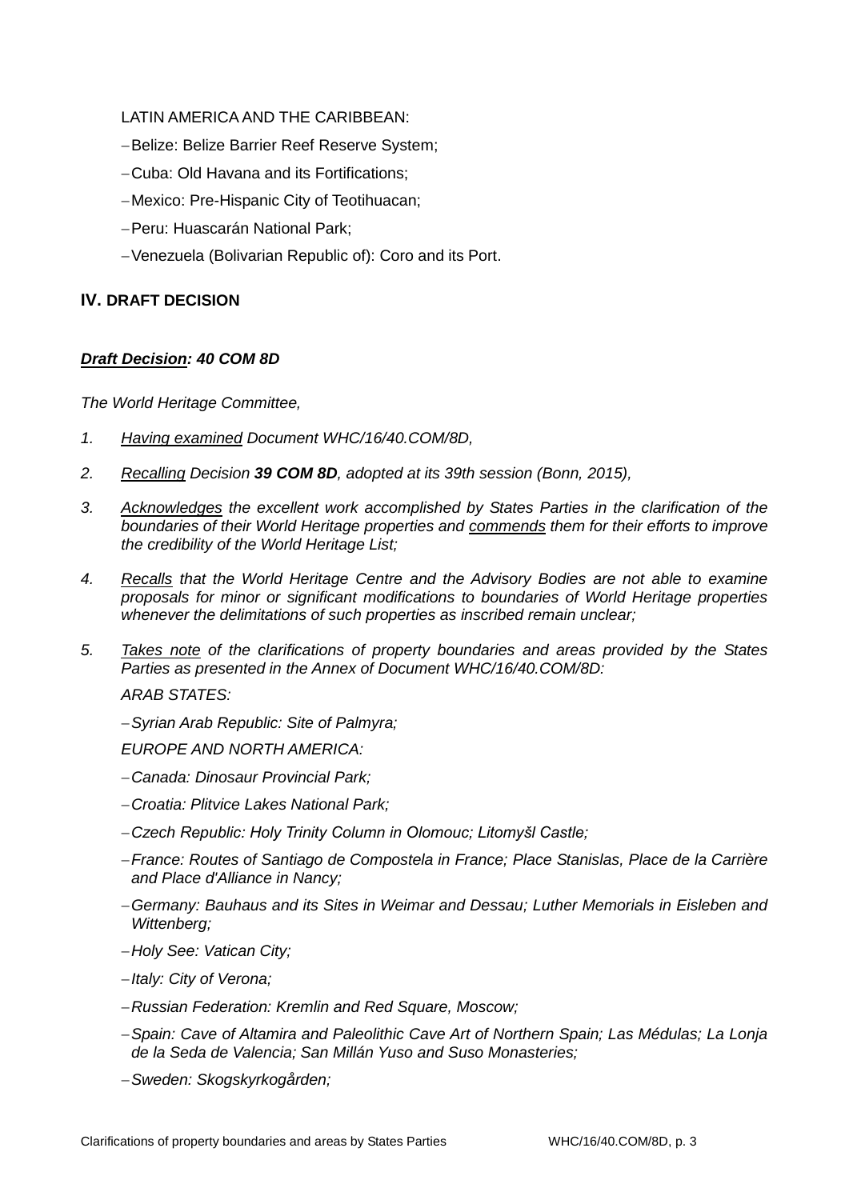LATIN AMERICA AND THE CARIBBEAN:

- Belize: Belize Barrier Reef Reserve System;
- Cuba: Old Havana and its Fortifications;
- Mexico: Pre-Hispanic City of Teotihuacan;
- Peru: Huascarán National Park;
- Venezuela (Bolivarian Republic of): Coro and its Port.

## IV. DRAFT DECISION

***Draft Decision: 40 COM 8D***

*The World Heritage Committee,*

1. *Having examined Document WHC/16/40.COM/8D,*
2. *Recalling Decision **39 COM 8D**, adopted at its 39th session (Bonn, 2015),*
3. *Acknowledges the excellent work accomplished by States Parties in the clarification of the boundaries of their World Heritage properties and commends them for their efforts to improve the credibility of the World Heritage List;*
4. *Recalls that the World Heritage Centre and the Advisory Bodies are not able to examine proposals for minor or significant modifications to boundaries of World Heritage properties whenever the delimitations of such properties as inscribed remain unclear;*
5. *Takes note of the clarifications of property boundaries and areas provided by the States Parties as presented in the Annex of Document WHC/16/40.COM/8D:*

   *ARAB STATES:*

   - *Syrian Arab Republic: Site of Palmyra;*

   *EUROPE AND NORTH AMERICA:*

   - *Canada: Dinosaur Provincial Park;*
   - *Croatia: Plitvice Lakes National Park;*
   - *Czech Republic: Holy Trinity Column in Olomouc; Litomyšl Castle;*
   - *France: Routes of Santiago de Compostela in France; Place Stanislas, Place de la Carrière and Place d'Alliance in Nancy;*
   - *Germany: Bauhaus and its Sites in Weimar and Dessau; Luther Memorials in Eisleben and Wittenberg;*
   - *Holy See: Vatican City;*
   - *Italy: City of Verona;*
   - *Russian Federation: Kremlin and Red Square, Moscow;*
   - *Spain: Cave of Altamira and Paleolithic Cave Art of Northern Spain; Las Médulas; La Lonja de la Seda de Valencia; San Millán Yuso and Suso Monasteries;*
   - *Sweden: Skogskyrkogården;*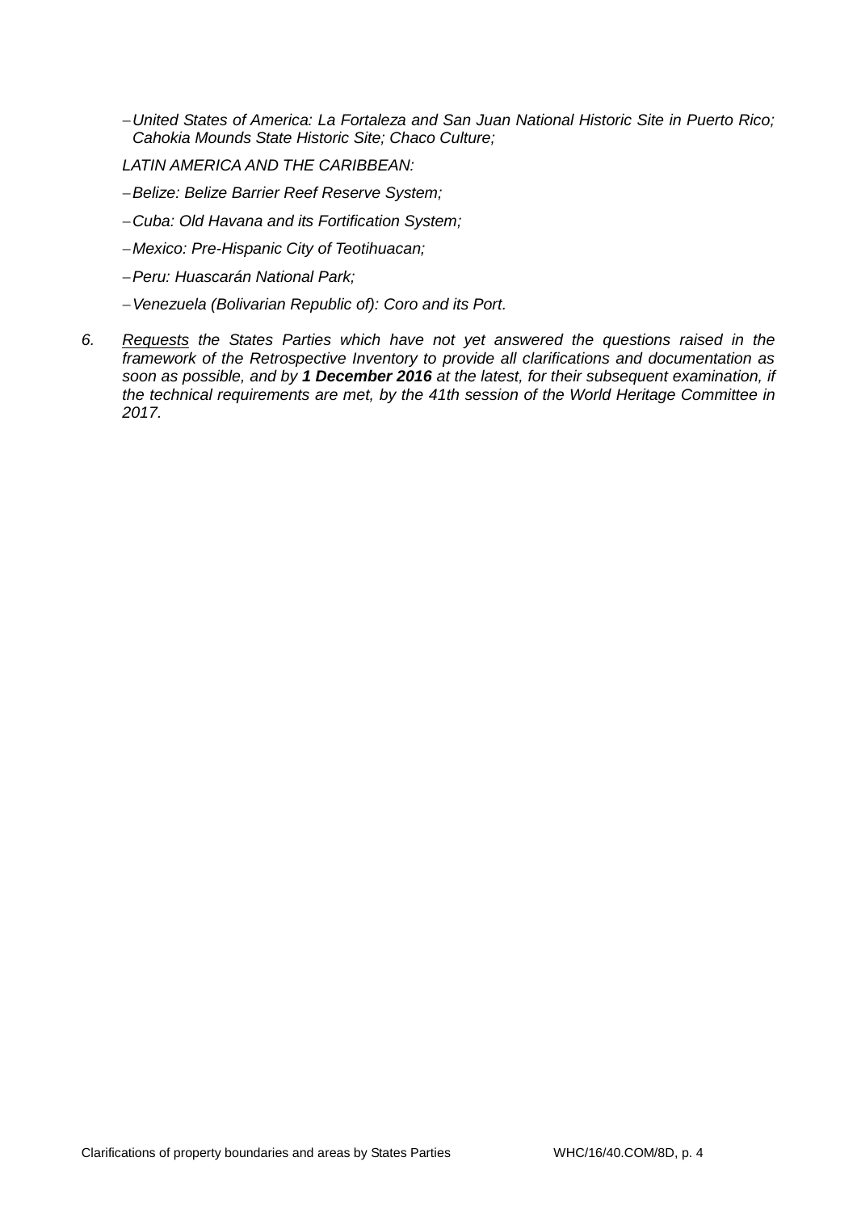- *United States of America: La Fortaleza and San Juan National Historic Site in Puerto Rico; Cahokia Mounds State Historic Site; Chaco Culture;*

*LATIN AMERICA AND THE CARIBBEAN:*

- *Belize: Belize Barrier Reef Reserve System;*
- *Cuba: Old Havana and its Fortification System;*
- *Mexico: Pre-Hispanic City of Teotihuacan;*
- *Peru: Huascarán National Park;*
- *Venezuela (Bolivarian Republic of): Coro and its Port.*

6. *Requests the States Parties which have not yet answered the questions raised in the framework of the Retrospective Inventory to provide all clarifications and documentation as soon as possible, and by* ***1 December 2016*** *at the latest, for their subsequent examination, if the technical requirements are met, by the 41th session of the World Heritage Committee in 2017.*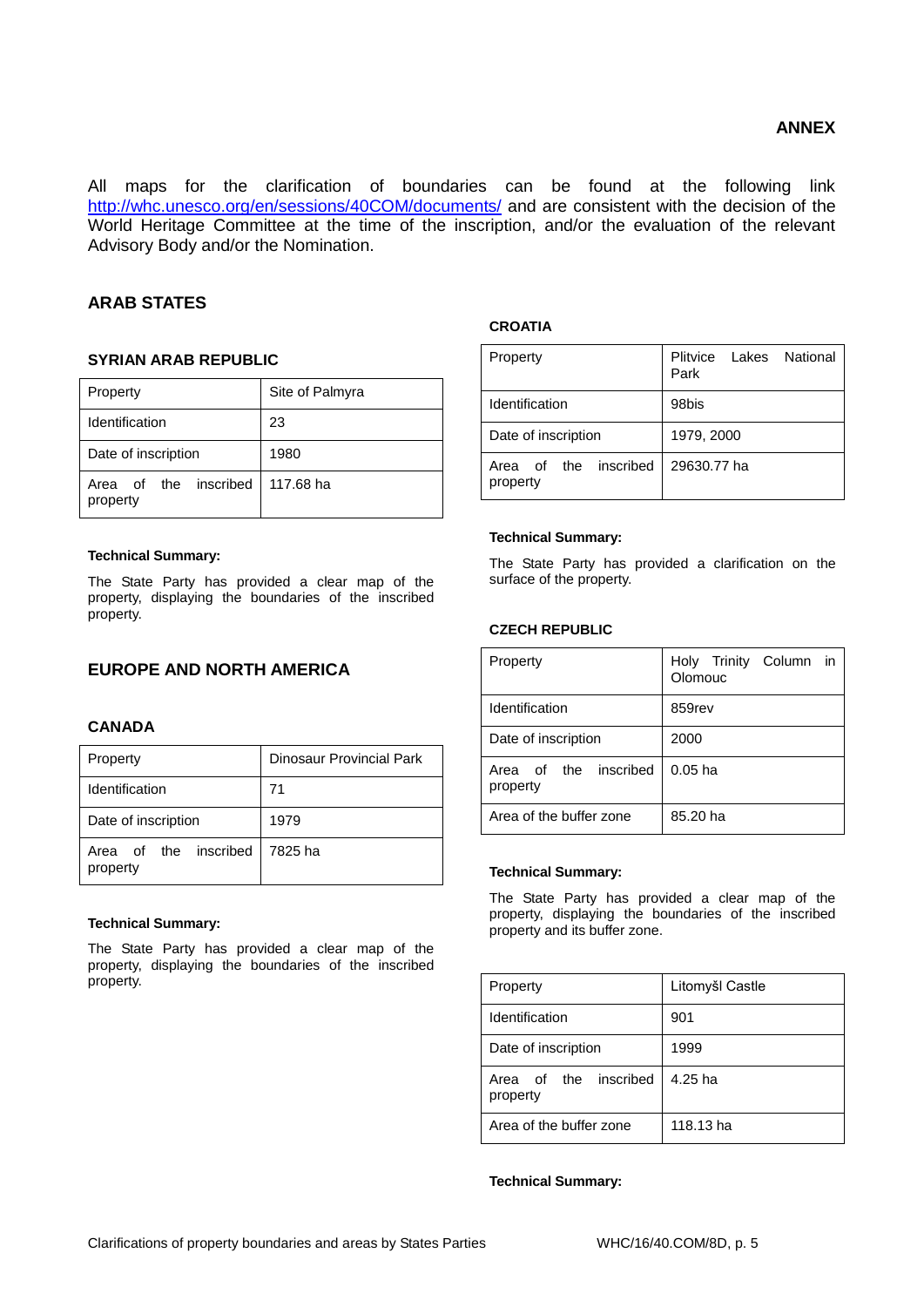**ANNEX**

All maps for the clarification of boundaries can be found at the following link [http://whc.unesco.org/en/sessions/40COM/documents/](http://whc.unesco.org/en/sessions/40COM/documents/) and are consistent with the decision of the World Heritage Committee at the time of the inscription, and/or the evaluation of the relevant Advisory Body and/or the Nomination.

## ARAB STATES

### SYRIAN ARAB REPUBLIC

| Property | Site of Palmyra |
|---|---|
| Identification | 23 |
| Date of inscription | 1980 |
| Area of the inscribed property | 117.68 ha |

**Technical Summary:**

The State Party has provided a clear map of the property, displaying the boundaries of the inscribed property.

## EUROPE AND NORTH AMERICA

### CANADA

| Property | Dinosaur Provincial Park |
|---|---|
| Identification | 71 |
| Date of inscription | 1979 |
| Area of the inscribed property | 7825 ha |

**Technical Summary:**

The State Party has provided a clear map of the property, displaying the boundaries of the inscribed property.

### CROATIA

| Property | Plitvice Lakes National Park |
|---|---|
| Identification | 98bis |
| Date of inscription | 1979, 2000 |
| Area of the inscribed property | 29630.77 ha |

**Technical Summary:**

The State Party has provided a clarification on the surface of the property.

### CZECH REPUBLIC

| Property | Holy Trinity Column in Olomouc |
|---|---|
| Identification | 859rev |
| Date of inscription | 2000 |
| Area of the inscribed property | 0.05 ha |
| Area of the buffer zone | 85.20 ha |

**Technical Summary:**

The State Party has provided a clear map of the property, displaying the boundaries of the inscribed property and its buffer zone.

| Property | Litomyšl Castle |
|---|---|
| Identification | 901 |
| Date of inscription | 1999 |
| Area of the inscribed property | 4.25 ha |
| Area of the buffer zone | 118.13 ha |

**Technical Summary:**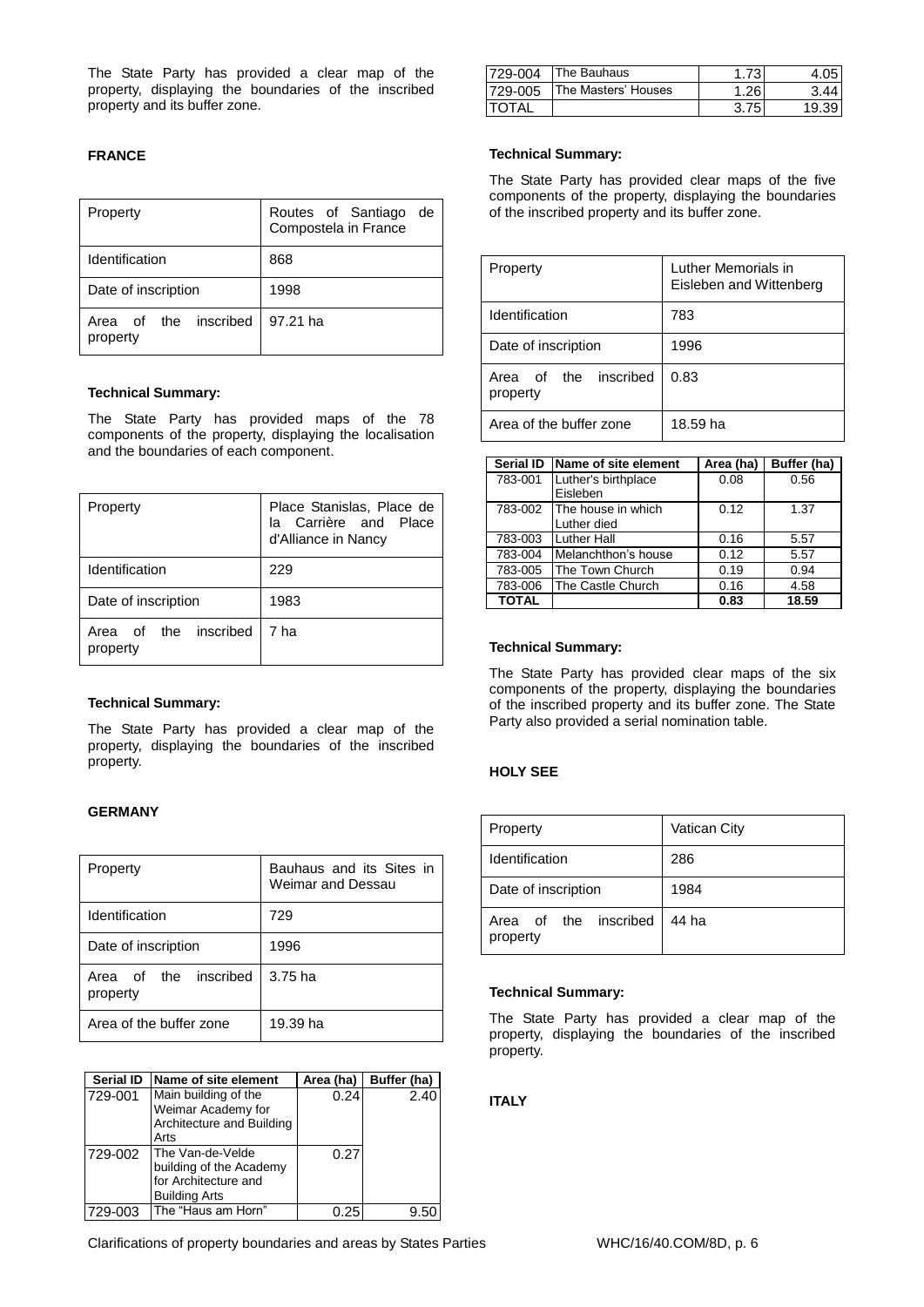The State Party has provided a clear map of the property, displaying the boundaries of the inscribed property and its buffer zone.

**FRANCE**

| Property | Routes of Santiago de Compostela in France |
|---|---|
| Identification | 868 |
| Date of inscription | 1998 |
| Area of the inscribed property | 97.21 ha |

**Technical Summary:**

The State Party has provided maps of the 78 components of the property, displaying the localisation and the boundaries of each component.

| Property | Place Stanislas, Place de la Carrière and Place d'Alliance in Nancy |
|---|---|
| Identification | 229 |
| Date of inscription | 1983 |
| Area of the inscribed property | 7 ha |

**Technical Summary:**

The State Party has provided a clear map of the property, displaying the boundaries of the inscribed property.

**GERMANY**

| Property | Bauhaus and its Sites in Weimar and Dessau |
|---|---|
| Identification | 729 |
| Date of inscription | 1996 |
| Area of the inscribed property | 3.75 ha |
| Area of the buffer zone | 19.39 ha |

| Serial ID | Name of site element | Area (ha) | Buffer (ha) |
|---|---|---|---|
| 729-001 | Main building of the Weimar Academy for Architecture and Building Arts | 0.24 | 2.40 |
| 729-002 | The Van-de-Velde building of the Academy for Architecture and Building Arts | 0.27 | |
| 729-003 | The "Haus am Horn" | 0.25 | 9.50 |
| 729-004 | The Bauhaus | 1.73 | 4.05 |
| 729-005 | The Masters' Houses | 1.26 | 3.44 |
| TOTAL | | 3.75 | 19.39 |

**Technical Summary:**

The State Party has provided clear maps of the five components of the property, displaying the boundaries of the inscribed property and its buffer zone.

| Property | Luther Memorials in Eisleben and Wittenberg |
|---|---|
| Identification | 783 |
| Date of inscription | 1996 |
| Area of the inscribed property | 0.83 |
| Area of the buffer zone | 18.59 ha |

| Serial ID | Name of site element | Area (ha) | Buffer (ha) |
|---|---|---|---|
| 783-001 | Luther's birthplace Eisleben | 0.08 | 0.56 |
| 783-002 | The house in which Luther died | 0.12 | 1.37 |
| 783-003 | Luther Hall | 0.16 | 5.57 |
| 783-004 | Melanchthon's house | 0.12 | 5.57 |
| 783-005 | The Town Church | 0.19 | 0.94 |
| 783-006 | The Castle Church | 0.16 | 4.58 |
| **TOTAL** | | **0.83** | **18.59** |

**Technical Summary:**

The State Party has provided clear maps of the six components of the property, displaying the boundaries of the inscribed property and its buffer zone. The State Party also provided a serial nomination table.

**HOLY SEE**

| Property | Vatican City |
|---|---|
| Identification | 286 |
| Date of inscription | 1984 |
| Area of the inscribed property | 44 ha |

**Technical Summary:**

The State Party has provided a clear map of the property, displaying the boundaries of the inscribed property.

**ITALY**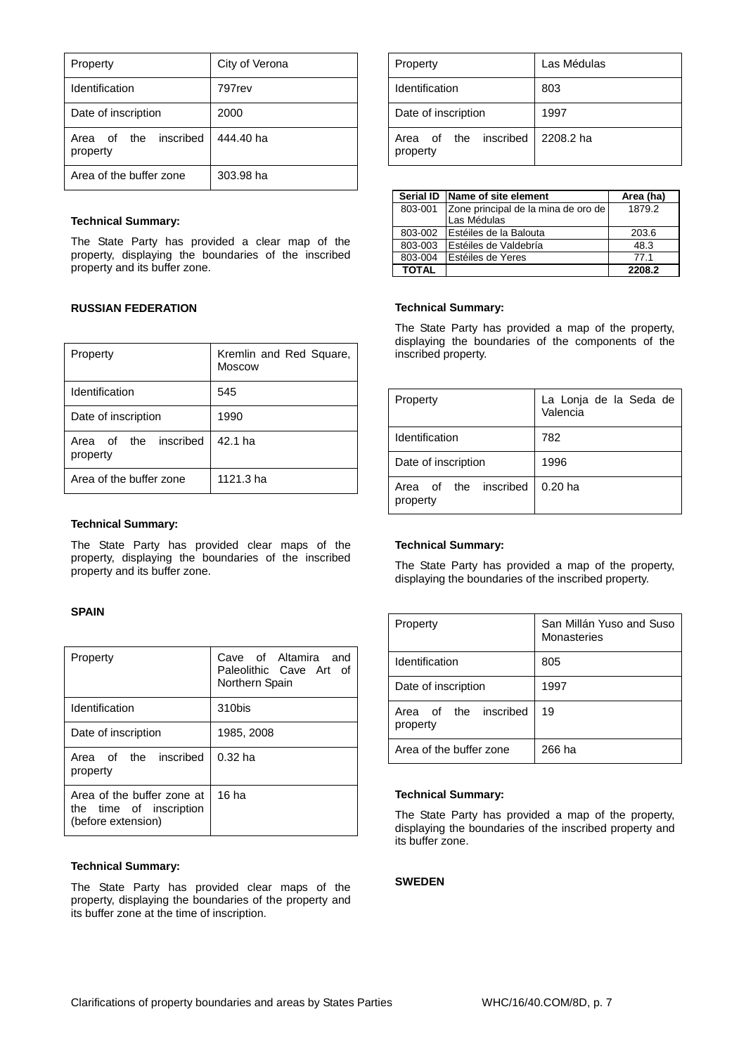| Property | City of Verona |
|---|---|
| Identification | 797rev |
| Date of inscription | 2000 |
| Area of the inscribed property | 444.40 ha |
| Area of the buffer zone | 303.98 ha |

**Technical Summary:**

The State Party has provided a clear map of the property, displaying the boundaries of the inscribed property and its buffer zone.

**RUSSIAN FEDERATION**

| Property | Kremlin and Red Square, Moscow |
|---|---|
| Identification | 545 |
| Date of inscription | 1990 |
| Area of the inscribed property | 42.1 ha |
| Area of the buffer zone | 1121.3 ha |

**Technical Summary:**

The State Party has provided clear maps of the property, displaying the boundaries of the inscribed property and its buffer zone.

**SPAIN**

| Property | Cave of Altamira and Paleolithic Cave Art of Northern Spain |
|---|---|
| Identification | 310bis |
| Date of inscription | 1985, 2008 |
| Area of the inscribed property | 0.32 ha |
| Area of the buffer zone at the time of inscription (before extension) | 16 ha |

**Technical Summary:**

The State Party has provided clear maps of the property, displaying the boundaries of the property and its buffer zone at the time of inscription.

| Property | Las Médulas |
|---|---|
| Identification | 803 |
| Date of inscription | 1997 |
| Area of the inscribed property | 2208.2 ha |

| Serial ID | Name of site element | Area (ha) |
|---|---|---|
| 803-001 | Zone principal de la mina de oro de Las Médulas | 1879.2 |
| 803-002 | Estéiles de la Balouta | 203.6 |
| 803-003 | Estéiles de Valdebría | 48.3 |
| 803-004 | Estéiles de Yeres | 77.1 |
| **TOTAL** | | **2208.2** |

**Technical Summary:**

The State Party has provided a map of the property, displaying the boundaries of the components of the inscribed property.

| Property | La Lonja de la Seda de Valencia |
|---|---|
| Identification | 782 |
| Date of inscription | 1996 |
| Area of the inscribed property | 0.20 ha |

**Technical Summary:**

The State Party has provided a map of the property, displaying the boundaries of the inscribed property.

| Property | San Millán Yuso and Suso Monasteries |
|---|---|
| Identification | 805 |
| Date of inscription | 1997 |
| Area of the inscribed property | 19 |
| Area of the buffer zone | 266 ha |

**Technical Summary:**

The State Party has provided a map of the property, displaying the boundaries of the inscribed property and its buffer zone.

**SWEDEN**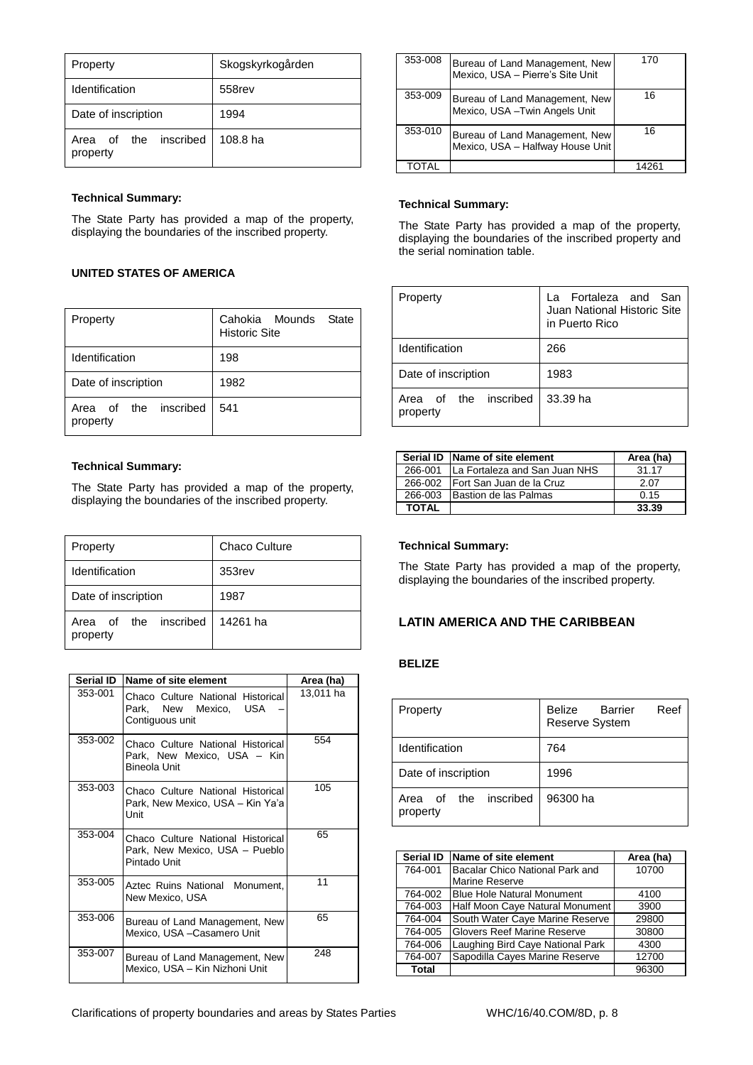| Property | Skogskyrkogården |
|---|---|
| Identification | 558rev |
| Date of inscription | 1994 |
| Area of the inscribed property | 108.8 ha |

**Technical Summary:**

The State Party has provided a map of the property, displaying the boundaries of the inscribed property.

**UNITED STATES OF AMERICA**

| Property | Cahokia Mounds State Historic Site |
|---|---|
| Identification | 198 |
| Date of inscription | 1982 |
| Area of the inscribed property | 541 |

**Technical Summary:**

The State Party has provided a map of the property, displaying the boundaries of the inscribed property.

| Property | Chaco Culture |
|---|---|
| Identification | 353rev |
| Date of inscription | 1987 |
| Area of the inscribed property | 14261 ha |

| Serial ID | Name of site element | Area (ha) |
|---|---|---|
| 353-001 | Chaco Culture National Historical Park, New Mexico, USA – Contiguous unit | 13,011 ha |
| 353-002 | Chaco Culture National Historical Park, New Mexico, USA – Kin Bineola Unit | 554 |
| 353-003 | Chaco Culture National Historical Park, New Mexico, USA – Kin Ya'a Unit | 105 |
| 353-004 | Chaco Culture National Historical Park, New Mexico, USA – Pueblo Pintado Unit | 65 |
| 353-005 | Aztec Ruins National Monument, New Mexico, USA | 11 |
| 353-006 | Bureau of Land Management, New Mexico, USA –Casamero Unit | 65 |
| 353-007 | Bureau of Land Management, New Mexico, USA – Kin Nizhoni Unit | 248 |
| 353-008 | Bureau of Land Management, New Mexico, USA – Pierre's Site Unit | 170 |
| 353-009 | Bureau of Land Management, New Mexico, USA –Twin Angels Unit | 16 |
| 353-010 | Bureau of Land Management, New Mexico, USA – Halfway House Unit | 16 |
| TOTAL | | 14261 |

**Technical Summary:**

The State Party has provided a map of the property, displaying the boundaries of the inscribed property and the serial nomination table.

| Property | La Fortaleza and San Juan National Historic Site in Puerto Rico |
|---|---|
| Identification | 266 |
| Date of inscription | 1983 |
| Area of the inscribed property | 33.39 ha |

| Serial ID | Name of site element | Area (ha) |
|---|---|---|
| 266-001 | La Fortaleza and San Juan NHS | 31.17 |
| 266-002 | Fort San Juan de la Cruz | 2.07 |
| 266-003 | Bastion de las Palmas | 0.15 |
| **TOTAL** | | **33.39** |

**Technical Summary:**

The State Party has provided a map of the property, displaying the boundaries of the inscribed property.

## LATIN AMERICA AND THE CARIBBEAN

**BELIZE**

| Property | Belize Barrier Reef Reserve System |
|---|---|
| Identification | 764 |
| Date of inscription | 1996 |
| Area of the inscribed property | 96300 ha |

| Serial ID | Name of site element | Area (ha) |
|---|---|---|
| 764-001 | Bacalar Chico National Park and Marine Reserve | 10700 |
| 764-002 | Blue Hole Natural Monument | 4100 |
| 764-003 | Half Moon Caye Natural Monument | 3900 |
| 764-004 | South Water Caye Marine Reserve | 29800 |
| 764-005 | Glovers Reef Marine Reserve | 30800 |
| 764-006 | Laughing Bird Caye National Park | 4300 |
| 764-007 | Sapodilla Cayes Marine Reserve | 12700 |
| Total | | 96300 |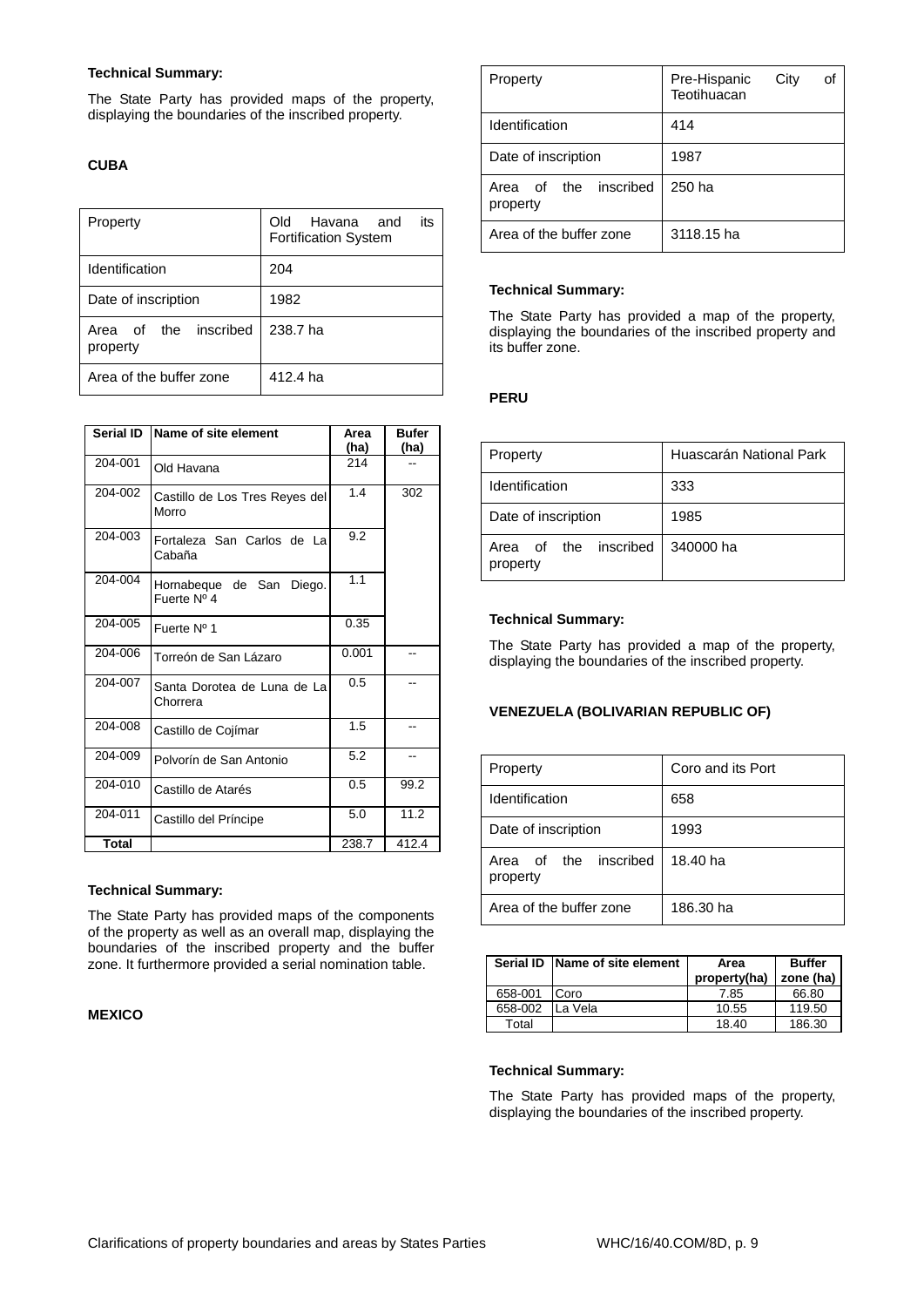**Technical Summary:**

The State Party has provided maps of the property, displaying the boundaries of the inscribed property.

**CUBA**

| | |
|---|---|
| Property | Old Havana and its Fortification System |
| Identification | 204 |
| Date of inscription | 1982 |
| Area of the inscribed property | 238.7 ha |
| Area of the buffer zone | 412.4 ha |

| Serial ID | Name of site element | Area (ha) | Bufer (ha) |
|---|---|---|---|
| 204-001 | Old Havana | 214 | -- |
| 204-002 | Castillo de Los Tres Reyes del Morro | 1.4 | 302 |
| 204-003 | Fortaleza San Carlos de La Cabaña | 9.2 | |
| 204-004 | Hornabeque de San Diego. Fuerte Nº 4 | 1.1 | |
| 204-005 | Fuerte Nº 1 | 0.35 | |
| 204-006 | Torreón de San Lázaro | 0.001 | -- |
| 204-007 | Santa Dorotea de Luna de La Chorrera | 0.5 | -- |
| 204-008 | Castillo de Cojímar | 1.5 | -- |
| 204-009 | Polvorín de San Antonio | 5.2 | -- |
| 204-010 | Castillo de Atarés | 0.5 | 99.2 |
| 204-011 | Castillo del Príncipe | 5.0 | 11.2 |
| Total | | 238.7 | 412.4 |

**Technical Summary:**

The State Party has provided maps of the components of the property as well as an overall map, displaying the boundaries of the inscribed property and the buffer zone. It furthermore provided a serial nomination table.

**MEXICO**

| | |
|---|---|
| Property | Pre-Hispanic City of Teotihuacan |
| Identification | 414 |
| Date of inscription | 1987 |
| Area of the inscribed property | 250 ha |
| Area of the buffer zone | 3118.15 ha |

**Technical Summary:**

The State Party has provided a map of the property, displaying the boundaries of the inscribed property and its buffer zone.

**PERU**

| | |
|---|---|
| Property | Huascarán National Park |
| Identification | 333 |
| Date of inscription | 1985 |
| Area of the inscribed property | 340000 ha |

**Technical Summary:**

The State Party has provided a map of the property, displaying the boundaries of the inscribed property.

**VENEZUELA (BOLIVARIAN REPUBLIC OF)**

| | |
|---|---|
| Property | Coro and its Port |
| Identification | 658 |
| Date of inscription | 1993 |
| Area of the inscribed property | 18.40 ha |
| Area of the buffer zone | 186.30 ha |

| Serial ID | Name of site element | Area property(ha) | Buffer zone (ha) |
|---|---|---|---|
| 658-001 | Coro | 7.85 | 66.80 |
| 658-002 | La Vela | 10.55 | 119.50 |
| Total | | 18.40 | 186.30 |

**Technical Summary:**

The State Party has provided maps of the property, displaying the boundaries of the inscribed property.